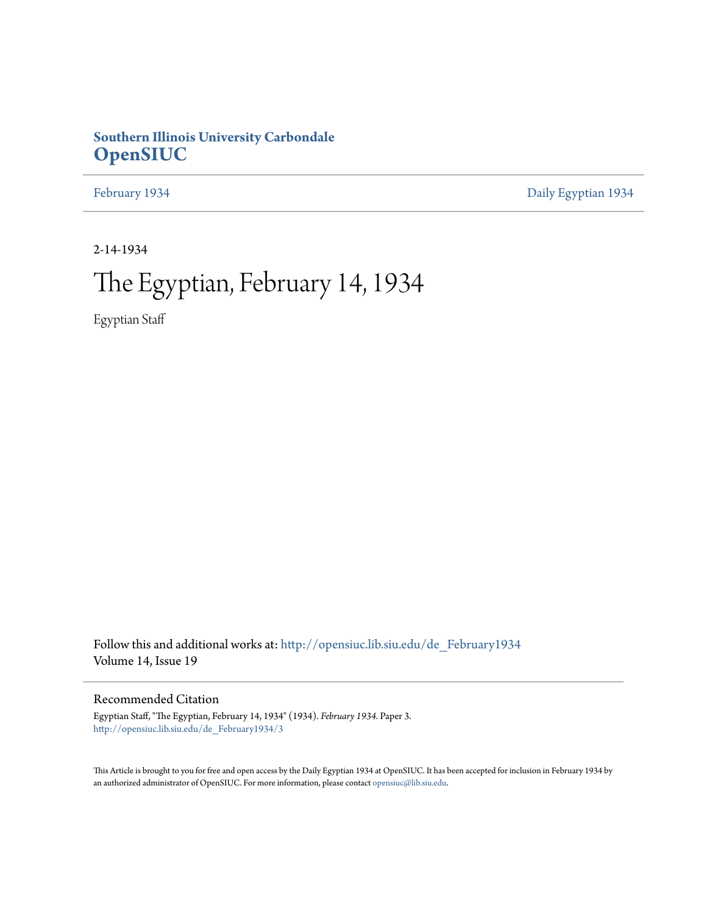**Southern Illinois University Carbondale**
**OpenSIUC**

February 1934 | Daily Egyptian 1934

2-14-1934

# The Egyptian, February 14, 1934

Egyptian Staff

Follow this and additional works at: http://opensiuc.lib.siu.edu/de_February1934
Volume 14, Issue 19

## Recommended Citation

Egyptian Staff, "The Egyptian, February 14, 1934" (1934). *February 1934.* Paper 3.
http://opensiuc.lib.siu.edu/de_February1934/3

This Article is brought to you for free and open access by the Daily Egyptian 1934 at OpenSIUC. It has been accepted for inclusion in February 1934 by an authorized administrator of OpenSIUC. For more information, please contact opensiuc@lib.siu.edu.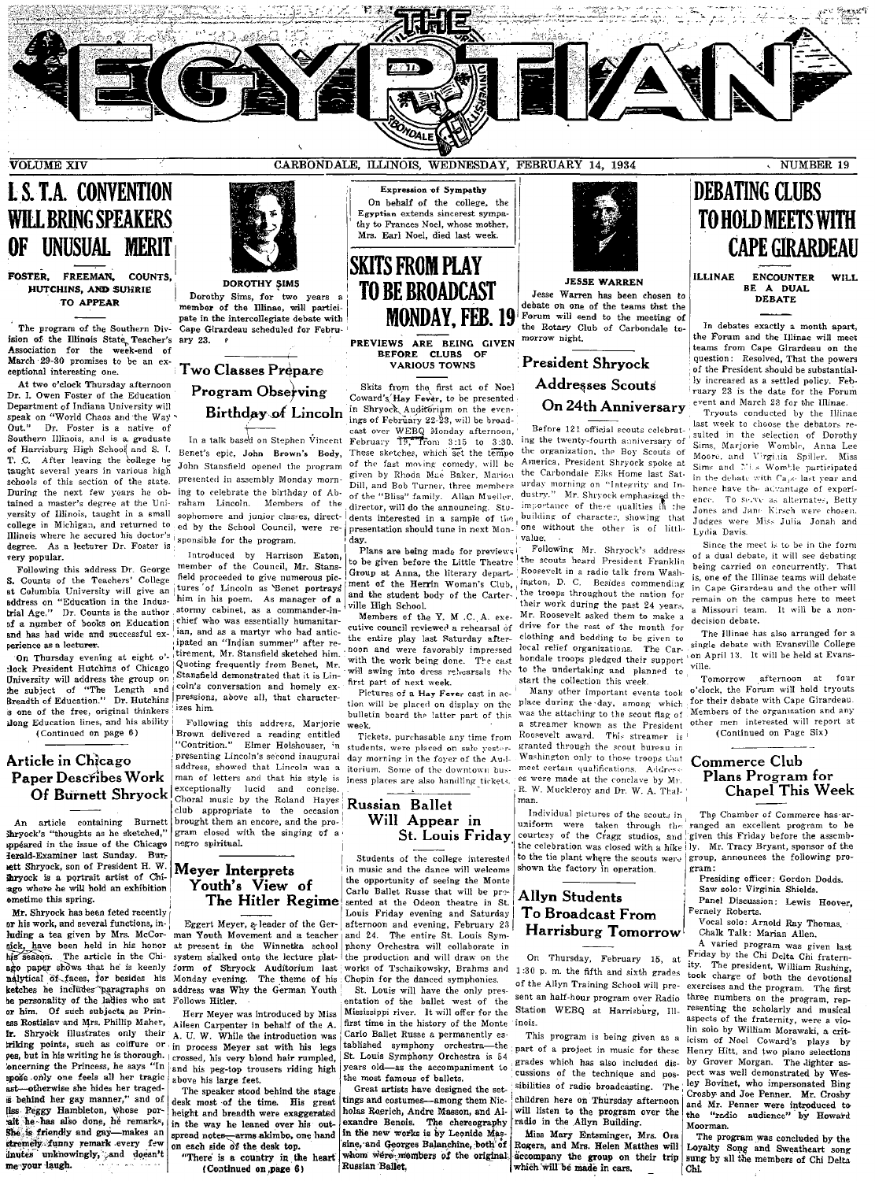# THE EGYPTIAN

VOLUME XIV — CARBONDALE, ILLINOIS, WEDNESDAY, FEBRUARY 14, 1934 — NUMBER 19

## I. S. T. A. CONVENTION WILL BRING SPEAKERS OF UNUSUAL MERIT

### FOSTER, FREEMAN, COUNTS, HUTCHINS, AND SUHRIE TO APPEAR

The program of the Southern Division of the Illinois State Teacher's Association for the week-end of March 29-30 promises to be an exceptional interesting one.

At two o'clock Thursday afternoon Dr. I. Owen Foster of the Education Department of Indiana University will speak on "World Chaos and the Way Out." Dr. Foster is a native of Southern Illinois, and is a graduate of Harrisburg High School and S. I. T. C. After leaving the college he taught several years in various high schools of this section of the state. During the next few years he obtained a master's degree at the University of Illinois, taught in a small college in Michigan, and returned to Illinois where he secured his doctor's degree. As a lecturer Dr. Foster is very popular.

Following this address Dr. George S. Counts of the Teachers' College at Columbia University will give an address on "Education in the Industrial Age." Dr. Counts is the author of a number of books on Education and has had wide and successful experience as a lecturer.

On Thursday evening at eight o'clock President Hutchins of Chicago University will address the group on the subject of "The Length and Breadth of Education." Dr. Hutchins is one of the free, original thinkers along Education lines, and his ability

(Continued on page 6)

## Article in Chicago Paper Describes Work Of Burnett Shryock

An article containing Burnett Shryock's "thoughts as he sketched," appeared in the issue of the Chicago Herald-Examiner last Sunday. Burnett Shryock, son of President H. W. Shryock is a portrait artist of Chicago where he will hold an exhibition sometime this spring.

Mr. Shryock has been feted recently for his work, and several functions, including a tea given by Mrs. McCormick, have been held in his honor his season. The article in the Chicago paper shows that he is keenly analytical of faces, for besides his sketches he includes paragraphs on the personality of the ladies who sat for him. Of such subjects as Princess Rostislav and Mrs. Phillip Maher, Mr. Shryock illustrates only their striking points, such as coiffure or eyes, but in his writing he is thorough. Concerning the Princess, he says "In repose only one feels all her tragic past—otherwise she hides her tragedy behind her gay manner," and of Miss Peggy Hambleton, whose portrait he has also done, he remarks, "She is friendly and gay—makes an extremely funny remark every few minutes unknowingly, and doesn't give me your laugh.

**DOROTHY SIMS**

Dorothy Sims, for two years a member of the Illinae, will participate in the intercollegiate debate with Cape Girardeau scheduled for February 23.

## Two Classes Prepare Program Observing Birthday of Lincoln

In a talk based on Stephen Vincent Benet's epic, **John Brown's Body**, John Stansfield opened the program presented in assembly Monday morning to celebrate the birthday of Abraham Lincoln. Members of the sophomore and junior classes, directed by the School Council, were responsible for the program.

Introduced by Harrison Eaton, member of the Council, Mr. Stansfield proceeded to give numerous pictures of Lincoln as Benet portrays him in his poem. As manager of a stormy cabinet, as a commander-in-chief who was essentially humanitarian, and as a martyr who had anticipated an "Indian summer" after retirement, Mr. Stansfield sketched him. Quoting frequently from Benet, Mr. Stansfield demonstrated that it is Lincoln's conversation and homely expressions, above all, that characterizes him.

Following this address, Marjorie Brown delivered a reading entitled "Contrition." Elmer Holshouser, in presenting Lincoln's second inaugural address, showed that Lincoln was a man of letters and that his style is exceptionally lucid and concise. Choral music by the Roland Hayes club appropriate to the occasion brought them an encore, and the program closed with the singing of a negro spiritual.

## Meyer Interprets Youth's View of The Hitler Regime

Eggert Meyer, a leader of the German Youth Movement and a teacher at present in the Winnetka school system stalked onto the lecture platform of Shryock Auditorium last Monday evening. The theme of his address was Why the German Youth Follows Hitler.

Herr Meyer was introduced by Miss Aileen Carpenter in behalf of the A. A. U. W. While the introduction was in process Meyer sat with his legs crossed, his very blond hair rumpled, and his peg-top trousers riding high above his large feet.

The speaker stood behind the stage desk most of the time. His great height and breadth were exaggerated in the way he leaned over his outspread notes—arms akimbo, one hand on each side of the desk top.

"There is a country in the heart

(Continued on page 6)

**Expression of Sympathy**

On behalf of the college, the Egyptian extends sincerest sympathy to Frances Noel, whose mother, Mrs. Earl Noel, died last week.

## SKITS FROM PLAY TO BE BROADCAST MONDAY, FEB. 19

### PREVIEWS ARE BEING GIVEN BEFORE CLUBS OF VARIOUS TOWNS

Skits from the first act of Noel Coward's **Hay Fever**, to be presented in Shryock Auditorium on the evenings of February 22-23, will be broadcast over WEBQ Monday afternoon, February 19, from 3:15 to 3:30. These sketches, which set the tempo of the fast moving comedy, will be given by Rhoda Mae Baker, Marion Dill, and Bob Turner, three members of the "Bliss" family. Allan Mueller, director, will do the announcing. Students interested in a sample of the presentation should tune in next Monday.

Plans are being made for previews to be given before the Little Theatre Group at Anna, the literary department of the Herrin Woman's Club, and the student body of the Carterville High School.

Members of the Y. M. C. A. executive council reviewed a rehearsal of the entire play last Saturday afternoon and were favorably impressed with the work being done. The cast will swing into dress rehearsals the first part of next week.

Pictures of a **Hay Fever** cast in action will be placed on display on the bulletin board the latter part of this week.

Tickets, purchasable any time from students, were placed on sale yesterday morning in the foyer of the Auditorium. Some of the downtown business places are also handling tickets.

## Russian Ballet Will Appear in St. Louis Friday

Students of the college interested in music and the dance will welcome the opportunity of seeing the Monte Carlo Ballet Russe that will be presented at the Odeon theatre in St. Louis Friday evening and Saturday afternoon and evening, February 23 and 24. The entire St. Louis Symphony Orchestra will collaborate in the production and will draw on the works of Tschaikowsky, Brahms and Chopin for the danced symphonies.

St. Louis will have the only presentation of the ballet west of the Mississippi river. It will offer for the first time in the history of the Monte Carlo Ballet Russe a permanently established symphony orchestra—the St. Louis Symphony Orchestra is 54 years old—as the accompaniment to the most famous of ballets.

Great artists have designed the settings and costumes—among them Nicholas Roerich, Andre Masson, and Alexandre Benois. The chereography in the new works is by Leonide Massine, and Georges Balanchine, both of whom were members of the original Russian Ballet.

**JESSE WARREN**

Jesse Warren has been chosen to debate on one of the teams that the Forum will send to the meeting of the Rotary Club of Carbondale tomorrow night.

## President Shryock Addresses Scouts On 24th Anniversary

Before 121 official scouts celebrating the twenty-fourth anniversary of the organization, the Boy Scouts of America, President Shryock spoke at the Carbondale Elks Home last Saturday morning on "Integrity and Industry." Mr. Shryock emphasized the importance of these qualities in the building of character, showing that one without the other is of little value.

Following Mr. Shryock's address the scouts heard President Franklin Roosevelt in a radio talk from Washington, D. C. Besides commending the troops throughout the nation for their work during the past 24 years, Mr. Roosevelt asked them to make a drive for the rest of the month for clothing and bedding to be given to local relief organizations. The Carbondale troops pledged their support to the undertaking and planned to start the collection this week.

Many other important events took place during the day, among which was the attaching to the scout flag of a streamer known as the President Roosevelt award. This streamer is granted through the scout bureau in Washington only to those troops that meet certain qualifications. Addresses were made at the conclave by Mr. R. W. Muckleroy and Dr. W. A. Thalman.

Individual pictures of the scouts in uniform were taken through the courtesy of the Cragg studios, and the celebration was closed with a hike to the tie plant where the scouts were shown the factory in operation.

## Allyn Students To Broadcast From Harrisburg Tomorrow

On Thursday, February 15, at 1:30 p. m. the fifth and sixth grades of the Allyn Training School will present an half-hour program over Radio Station WEBQ at Harrisburg, Illinois.

This program is being given as a part of a project in music for these grades which has also included discussions of the technique and possibilities of radio broadcasting. The children here on Thursday afternoon will listen to the program over the radio in the Allyn Building.

Miss Mary Entsminger, Mrs. Ora Rogers, and Mrs. Helen Matthes will accompany the group on their trip which will be made in cars.

## DEBATING CLUBS TO HOLD MEETS WITH CAPE GIRARDEAU

### ILLINAE ENCOUNTER WILL BE A DUAL DEBATE

In debates exactly a month apart, the Forum and the Illinae will meet teams from Cape Girardeau on the question: Resolved, That the powers of the President should be substantially increased as a settled policy. February 23 is the date for the Forum event and March 23 for the Illinae.

Tryouts conducted by the Illinae last week to choose the debators resulted in the selection of Dorothy Sims, Marjorie Womble, Anna Lee Moore, and Virginia Spiller. Miss Sims and Miss Womble participated in the debate with Cape last year and hence have the advantage of experience. To serve as alternates, Betty Jones and Jane Kirsch were chosen. Judges were Miss Julia Jonah and Lydia Davis.

Since the meet is to be in the form of a dual debate, it will see debating being carried on concurrently. That is, one of the Illinae teams will debate in Cape Girardeau and the other will remain on the campus here to meet a Missouri team. It will be a non-decision debate.

The Illinae has also arranged for a single debate with Evansville College on April 13. It will be held at Evansville.

Tomorrow afternoon at four o'clock, the Forum will hold tryouts for their debate with Cape Girardeau. Members of the organization and any other men interested will report at

(Continued on Page Six)

## Commerce Club Plans Program for Chapel This Week

The Chamber of Commerce has arranged an excellent program to be given this Friday before the assembly. Mr. Tracy Bryant, sponsor of the group, announces the following program:

Presiding officer: Gordon Dodds.
Saw solo: Virginia Shields.
Panel Discussion: Lewis Hoover, Fernely Roberts.
Vocal solo: Arnold Ray Thomas.
Chalk Talk: Marian Allen.

A varied program was given last Friday by the Chi Delta Chi fraternity. The president, William Rushing, took charge of both the devotional exercises and the program. The first three numbers on the program, representing the scholarly and musical aspects of the fraternity, were a violin solo by William Morawski, a criticism of Noel Coward's plays by Henry Hitt, and two piano selections by Grover Morgan. The lighter aspect was well demonstrated by Wesley Bovinet, who impersonated Bing Crosby and Joe Penner. Mr. Crosby and Mr. Penner were introduced to the "radio audience" by Howard Moorman.

The program was concluded by the Loyalty Song and Sweatheart song sung by all the members of Chi Delta Chi.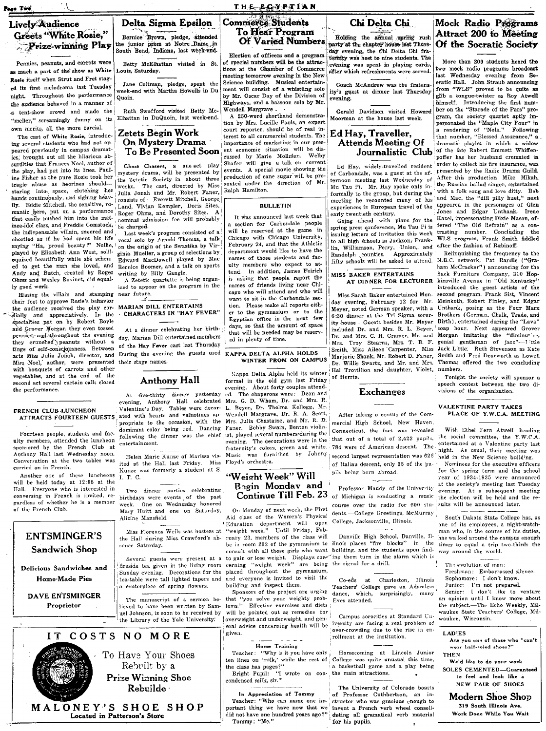## Lively Audience Greets "White Rosie," Prize-winning Play

Pennies, peanuts, and carrots were as much a part of the show as White Rosie itself when Strut and Fret staged its first melodrama last Tuesday night. Throughout the performance the audience behaved in a manner of a tent-show crowd and made the "meller," screamingly funny on its own merits, all the more farcial.

The cast of White Rosie, introducing several students who had not appeared previously in campus dramatics, brought out all the hilarious absurdities that Frances Noel, author of the play, had put into its lines. Pauline Fisher as the pure Rosie took her tragic abuse as heorines should—staring into space, clutching her hands continuously, and sighing heavily. Eddie Mitchell, the sensitive, romantic hero, put on a performance that easily pushed him into the matinee-idol class, and Freddie Comstock, the indispensable villain, sneered and chortled as if he had spent his life saying "Ha, proud beauty!" Nellie, played by Elizabeth Ann West, soliloquized beautifully while she schemed to get the man she loved, and Andy and Butch, created by Roger Ohms and Wesley Bovinet, did equally good work.

Hissing the villain and stamping their feet to approve Rosie's behavior the audience received the play cordially and appreciatively. In the specialties put on by Robert Boyle and Grover Morgan they even tossed pennies, and throughout the evening they crunched peanuts without a tinge of self-consciousness. Between acts Miss Julia Jonah, director, and Miss Noel, author, were presented with bouquets of carrots and other vegetables, and at the end of the second act several curtain calls closed the performance.

### FRENCH CLUB LUNCHEON ATTRACTS FOURTEEN GUESTS

Fourteen people, students and faculty members, attended the luncheon sponsored by the French Club at Anthony Hall last Wednesday noon. Conversation at the two tables was carried on in French.

Another one of these luncheons will be held today at 12:05 at the Hall. Everyone who is interested in conversing in French is invited, regardless of whether he is a member of the French Club.

**ENTSMINGER'S**
**Sandwich Shop**

**Delicious Sandwiches and Home-Made Pies**

**DAVE ENTSMINGER**
**Proprietor**

## Delta Sigma Epsilon

Bernice Brown, pledge, attended the junior prom at Notre Dame, in South Bend, Indiana, last week-end.

Betty McElhattan visited in St. Louis, Saturday.

Jane Coltman, pledge, spent the week-end with Martha Howells in Du Quoin.

Ruth Swofford visited Betty McElhattan in DuQuoin, last week-end.

## Zetets Begin Work On Mystery Drama To Be Presented Soon

*Ghost Chasers*, a one act play mystery drama, will be presented by the Zetetic Society in about three weeks. The cast, directed by Miss Julia Jonah and Mr. Robert Faner, consists of: Everett Mitchell, George Land, Vivian Kempler, Doris Sites, Roger Ohms, and Dorothy Sites. A nominal admission fee will probably be charged.

Last week's program consisted of a vocal solo by Arnold Thomas, a talk on the origin of the Swastika by Virginia Mueller, a group of selections by Edward MacDowell played by Mae Bernice Boomer, and a talk on sports writing by Billy Gangle.

A Zetetic quartette is being organized to appear on the program in the near future.

### MARIAN DILL ENTERTAINS CHARACTERS IN "HAY FEVER"

At a dinner celebrating her birthday, Marian Dill entertained members of the Hay Fever cast last Thursday. During the evening the guests used their stage names.

## Anthony Hall

At five-thirty dinner yesterday evening, Anthony Hall celebrated Valentine's Day. Tables were decorated with hearts and valentines appropriate to the occasion, with the dominant color being red. Dancing following the dinner was the chief entertainment.

Helen Marie Kunze of Marissa visited at the Hall last Friday. Miss Kunze was formerly a student at S. I. T. C.

Two dinner parties celebrating birthdays were events of the past week. One on Wednesday honored Mary Huitt and one on Saturday, Alizine Mansfield.

Miss Florence Wells was hostess at the Hall during Miss Crawford's absence Saturday.

Several guests were present at a fireside tea given in the living room Sunday evening. Decorations for the tea-table were tall lighted tapers and a centerpiece of spring flowers.

The manuscript of a sermon believed to have been written by Samuel Johnson, is soon to be received by the Library of the Yale University.

## Commerce Students To Hear Program Of Varied Numbers

Election of officers and a program of special numbers will be the attractions at the Chamber of Commerce meeting tomorrow evening in the New Science building. Musical entertainment will consist of a whistling solo by Mr. Oscar Day of the Division of Highways, and a bassoon solo by Mr. Wendell Margrave.

A 250-word shorthand demonstration by Mrs. Lucille Pauls, an expert court reporter, should be of real interest to all commercial students. The importance of marketing in our present economic situation will be discussed by Marie Mollman. Welby Shafer will give a talk on current events. A special movie showing the production of cane sugar will be presented under the direction of Mr. Ralph Hamilton.

### BULLETIN

It was announced last week that a section for Carbondale people will be reserved at the game in Chicago with Chicago University, February 24, and that the Athletic department would like to have the names of those students and faculty members who expect to attend. In addition, James Feirich is asking that people report the names of friends living near Chicago who will attend and who will want to sit in the Carbondale section. Please make all reports either to the gymnasium or to the Egyptian office in the next few days, so that the amount of space that will be needed may be reserved in plenty of time.

### KAPPA DELTA ALPHA HOLDS WINTER PROM ON CAMPUS

Kappa Delta Alpha held its winter formal in the old gym last Friday evening. About forty couples attended. The chaperons were: Dean and Mrs. G. D. Wham, Dr. and Mrs. R. L. Beyer, Dr. Thelma Kellogg, Mr. Wendell Margrave, Dr. R. A. Scott, Mrs. Julia Chastaine, and Mr. R. D. Faner. Bobby Swain, Benton violinist, played several numbers during the evening. The decorations were in the fraternity's colors, green and white. Music was furnished by Johnny Floyd's orchestra.

## "Weight Week" Will Begin Monday and Continue Till Feb. 23

On Monday of next week, the First Aid class of the Women's Physical Education department will open "weight week." Until Friday, February 23, members of the class will be in room 202 of the gymnasium to consult with all those girls who want to gain or lose weight. Displays concerning "weight week" are being placed throughout the gymnasium, and everyone is invited to visit the building and inspect them.

Sponsors of the project are urging that "you solve your weighty problems." Effective exercises and diets will be pointed out as remedies for overweight and underweight, and general advice concerning health will be given.

### Home Training

Teacher: "Why is it you have only ten lines on 'milk,' while the rest of the class has pages?"

Bright Pupil: "I wrote on condensed milk, sir."

### In Appreciation of Tommy

Teacher: "Who can name one important thing we have now that we did not have one hundred years ago?"

Tommy: "Me."

## Chi Delta Chi

Holding the annual spring rush party at the chapter house last Thursday evening, the Chi Delta Chi fraternity was host to nine students. The evening was spent in playing cards, after which refreshments were served.

Coach McAndrew was the fraternity's guest at dinner last Thursday evening.

Gerald Davidson visited Howard Moorman at the house last week.

## Ed Hay, Traveller, Attends Meeting Of Journalistic Club

Ed Hay, widely-travelled resident of Carbondale, was a guest at the afternoon meeting last Wednesday of Mu Tau Pi. Mr. Hay spoke only informally to the group, but during the meeting he recounted many of his experiences in European travel of the early twentieth century.

Going ahead with plans for the spring press conference, Mu Tau Pi is issuing letters of invitation this week to all high schools in Jackson, Franklin, Williamson, Perry, Union, and Randolph counties. Approximately fifty schools will be asked to attend.

### MISS BAKER ENTERTAINS AT DINNER FOR LECTURER

Miss Sarah Baker entertained Monday evening, February 12 for Mr. Meyer, noted German speaker, with a 6:30 dinner at the Tri Sigma sorority house. Guests besides Mr. Meyer included Dr. and Mrs. R. L. Beyer, Dr. and Mrs. C. H. Cramer, Mr. and Mrs. Troy Stearns, Mrs. T. B. F. Smith, Miss Aileen Carpenter, Miss Marjorie Shank, Mr. Robert D. Faner, Dr. Willis Swartz, and Mr. and Mrs. Hal Trovillion and daughter, Violet, of Herrin.

## Exchanges

After taking a census of the Commercial High School, New Haven, Connecticut, the fact was revealed that out of a total of 2,422 pupils, 784 were of American descent. The second largest representation was 626 of Italian descent, only 35 of the pupils being born abroad.

Professor Maddy of the University of Michigan is conducting a music course over the radio for 600 students.—College Greetings, McMurray College, Jacksonville, Illinois.

Danville High School, Danville, Illinois places "fire blocks" in the building, and the students upon finding them turn in the alarm which is the signal for a drill.

Co-eds at Charleston, Illinois Teachers' College gave an Adamless dance, which, surprisingly, many Eves attended.

Campus sororities at Standard University are facing a real problem of over-crowding due to the rise in enrollment at the institution.

Homecoming at Lincoln Junior College was quite unusual this time, a basketball game and a play being the main attractions.

The University of Colorado boasts of Professor Cuthbertson, an instructor who was gracious enough to invent a French verb wheel consolidating all gramatical verb material for his pupils.

## Mock Radio Programs Attract 200 to Meeting Of the Socratic Society

More than 200 students heard the two mock radio programs broadcast last Wednesday evening from Socratic Hall. John Straub announcing from "WLS" proved to be quite as glib a tongue-twister as Roy Atwell himself. Introducing the first number on the "Starade of the Pars" program, the society quartet aptly impersonated the "Maple City Four" in a rendering of "Nola." Following that number, "Blessed Assurance," a dramatic playlet in which a widow of the late Robert Emmett Whiffenpoffer has her husband cremated in order to collect his fire insurance, was presented by the Radio Drama Guild. After this production Mike Mikah, the Russian ballad singer, entertained with a folk song and love ditty. Bob and Mac, the "dill pilly huet," next appeared in the personages of Glen Jones and Edgar Unthank. Irene Hazel, impersonating Dixie Mason, offered "The Old Refrain" as a contrasting number. Concluding the WLS program, Frank Smith fiddled after the fashion of Rubinoff.

Relinquishing the frequency to the N.B.C. network, Pat Randle ("Graham McCracker") announcing for the Sack Furniture Company, 310 Hopkinsville Avenue in "Old Kentucky" introduced the guest artists of the second program. Frank Sist, Vincent Meinkoth, Robert Finley, and Edgar Unthank, posing as the Four Marx Brothers (German, Chalk, Trade, and Birth), entertained during the "Lava" soap hour. Next appeared Grover Morgan imitating the "diminutive, genial gentleman of jazz"—Little Jack Little. Ruth Stevenson as Kate Smith and Fred Dearworth as Lowell Thomas offered the two concluding numbers.

Tonight the society will sponsor a speech contest between the two divisions of the organization.

### VALENTINE PARTY TAKES PLACE OF Y.W.C.A. MEETING

With Ethel Fern Atwell heading the social committee, the Y.W.C.A. entertained at a Valentine party last night. As usual, their meeting was held in the New Science building.

Nominees for the executive officers for the spring term and the school year of 1934-1935 were announced at the society's meeting last Tuesday evening. At a subsequent meeting the election will be held and the results will be announced later.

South Dakota State College has, as one of its employees, a night-watchman who, in the course of his duties, has walked around the campus enough times to equal a trip two-thirds the way around the world.

The evolution of man:
Freshman: Embarrassed silence.
Sophomore: I don't know.
Junior: I'm not prepared.
Senior: I don't like to venture an opinion until I know more about the subject.—The Echo Weekly, Milwaukee State Teachers' College, Milwaukee, Wisconsin.

**LADIES**
Are you one of those who "can't wear half-soled shoes?"
**THEN**
We'd like to do your work
**SOLES CEMENTED—Guaranteed**
to feel and look like a
**NEW PAIR OF SHOES**

**Modern Shoe Shop**
**319 South Illinois Ave.**
**Work Done While You Wait**

**IT COSTS NO MORE**

To Have Your Shoes Rebuilt by a **Prize Winning Shoe Rebuilder**

**MALONEY'S SHOE SHOP**
**Located in Patterson's Store**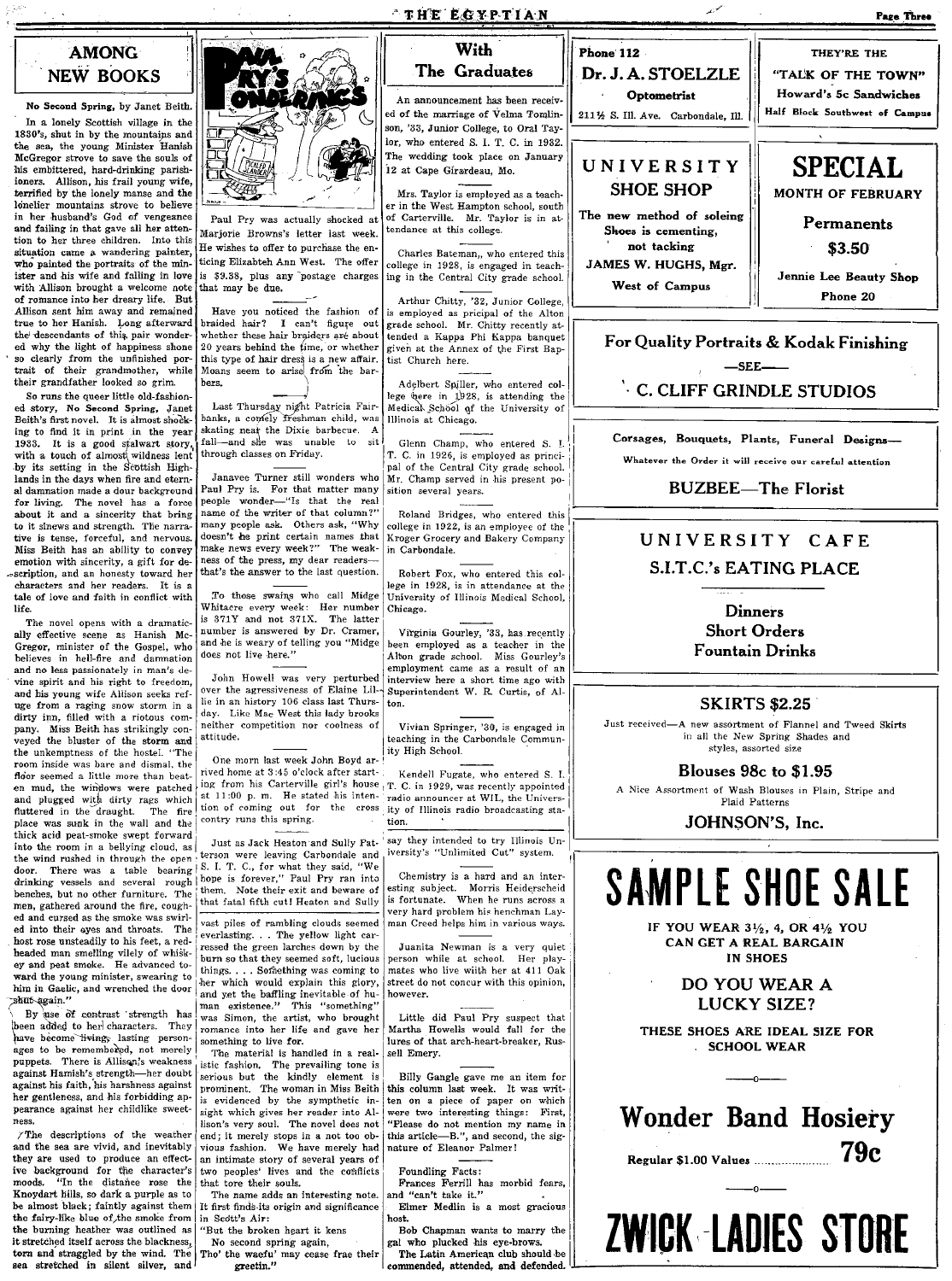## AMONG NEW BOOKS

**No Second Spring**, by Janet Beith.

In a lonely Scottish village in the 1830's, shut in by the mountains and the sea, the young Minister Hamish McGregor strove to save the souls of his embittered, hard-drinking parishioners. Allison, his frail young wife, terrified by the lonely manse and the lonelier mountains strove to believe in her husband's God of vengeance and failing in that gave all her attention to her three children. Into this situation came a wandering painter, who painted the portraits of the minister and his wife and falling in love with Allison brought a welcome note of romance into her dreary life. But Allison sent him away and remained true to her Hanish. Long afterward the descendants of this pair wondered why the light of happiness shone so clearly from the unfinished portrait of their grandmother, while their grandfather looked so grim.

So runs the queer little old-fashioned story, **No Second Spring**, Janet Beith's first novel. It is almost shocking to find it in print in the year 1933. It is a good stalwart story, with a touch of almost wildness lent by its setting in the Scottish Highlands in the days when fire and eternal damnation made a dour background for living. The novel has a force about it and a sincerity that bring to it sinews and strength. The narrative is tense, forceful, and nervous. Miss Beith has an ability to convey emotion with sincerity, a gift for description, and an honesty toward her characters and her readers. It is a tale of love and faith in conflict with life.

The novel opens with a dramatically effective scene as Hanish McGregor, minister of the Gospel, who believes in hell-fire and damnation and no less passionately in man's divine spirit and his right to freedom, and his young wife Allison seeks refuge from a raging snow storm in a dirty inn, filled with a riotous company. Miss Beith has strikingly conveyed the bluster of the storm and the unkemptness of the hostel. "The room inside was bare and dismal, the floor seemed a little more than beaten mud, the windows were patched and plugged with dirty rags which fluttered in the draught. The fire place was sunk in the wall and the thick acid peat-smoke swept forward into the room in a bellying cloud, as the wind rushed in through the open door. There was a table bearing drinking vessels and several rough benches, but no other furniture. The men, gathered around the fire, coughed and cursed as the smoke was swirled into their eyes and throats. The host rose unsteadily to his feet, a red-headed man smelling vilely of whiskey and peat smoke. He advanced toward the young minister, swearing to him in Gaelic, and wrenched the door shut again."

By use of contrast strength has been added to her characters. They have become living, lasting personages to be remembered, not merely puppets. There is Allison's weakness against Hamish's strength—her doubt against his faith, his harshness against her gentleness, and his forbidding appearance against her childlike sweetness.

The descriptions of the weather and the sea are vivid, and inevitably they are used to produce an effective background for the character's moods. "In the distance rose the Knoydart hills, so dark a purple as to be almost black; faintly against them the fairy-like blue of the smoke from the burning heather was outlined as it stretched itself across the blackness, torn and straggled by the wind. The sea stretched in silent silver, and vast piles of rambling clouds seemed everlasting. . . The yellow light caressed the green larches down by the burn so that they seemed soft, lucious things. . . . Something was coming to her which would explain this glory, and yet the baffling inevitable of human existence." This "something" was Simon, the artist, who brought romance into her life and gave her something to live for.

The material is handled in a realistic fashion. The prevailing tone is serious but the kindly element is prominent. The woman in Miss Beith is evidenced by the sympathetic insight which gives her reader into Allison's very soul. The novel does not end; it merely stops in a not too obvious fashion. We have merely had an intimate story of several years of two peoples' lives and the conflicts that tore their souls.

The name adds an interesting note. It first finds its origin and significance in Scott's Air:

"But the broken heart it kens
No second spring again,
Tho' the waefu' may cease frae their greetin."

## Paul Pry's Wonderings

Paul Pry was actually shocked at Marjorie Browns's letter last week. He wishes to offer to purchase the enticing Elizabteh Ann West. The offer is $9.38, plus any postage charges that may be due.

Have you noticed the fashion of braided hair? I can't figure out whether these hair braiders are about 20 years behind the time, or whether this type of hair dress is a new affair. Moans seem to arise from the barbers.

Last Thursday night Patricia Fairbanks, a comely freshman child, was skating near the Dixie barbecue. A fall—and she was unable to sit through classes on Friday.

Janavee Turner still wonders who Paul Pry is. For that matter many people wonder—"Is that the real name of the writer of that column?" many people ask. Others ask, "Why doesn't he print certain names that make news every week?" The weakness of the press, my dear readers—that's the answer to the last question.

To those swains who call Midge Whitacre every week: Her number is 371Y and not 371X. The latter number is answered by Dr. Cramer, and he is weary of telling you "Midge does not live here."

John Howell was very perturbed over the aggresiveness of Elaine Lillie in an history 106 class last Thursday. Like Mae West this lady brooks neither competition nor coolness of attitude.

One morn last week John Boyd arrived home at 3:45 o'clock after starting from his Carterville girl's house at 11:00 p. m. He stated his intention of coming out for the cross contry runs this spring.

Just as Jack Heaton and Sully Patterson were leaving Carbondale and S. I. T. C., for what they said, "We hope is forever," Paul Pry ran into them. Note their exit and beware of that fatal fifth cut! Heaton and Sully say they intended to try Illinois University's "Unlimited Cut" system.

Chemistry is a hard and an interesting subject. Morris Heiderscheid is fortunate. When he runs across a very hard problem his henchman Layman Creed helps him in various ways.

Juanita Newman is a very quiet person while at school. Her playmates who live wiith her at 411 Oak street do not concur with this opinion, however.

Little did Paul Pry suspect that Martha Howells would fall for the lures of that arch-heart-breaker, Russell Emery.

Billy Gangle gave me an item for this column last week. It was written on a piece of paper on which were two interesting things: First, "Please do not mention my name in this article—B.", and second, the signature of Eleanor Palmer!

Foundling Facts:

Frances Ferrill has morbid fears, and "can't take it."

Elmer Medlin is a most gracious host.

Bob Chapman wants to marry the gal who plucked his eye-brows.

The Latin American club should be commended, attended, and defended.

## With The Graduates

An announcement has been received of the marriage of Velma Tomlinson, '33, Junior College, to Oral Taylor, who entered S. I. T. C. in 1932. The wedding took place on January 12 at Cape Girardeau, Mo.

Mrs. Taylor is employed as a teacher in the West Hampton school, south of Carterville. Mr. Taylor is in attendance at this college.

Charles Bateman,, who entered this college in 1928, is engaged in teaching in the Central City grade school.

Arthur Chitty, '32, Junior College, is employed as pricipal of the Alton grade school. Mr. Chitty recently attended a Kappa Phi Kappa banquet given at the Annex of the First Baptist Church here.

Adelbert Spiller, who entered college here in 1928, is attending the Medical School of the University of Illinois at Chicago.

Glenn Champ, who entered S. I. T. C. in 1926, is employed as principal of the Central City grade school. Mr. Champ served in his present position several years.

Roland Bridges, who entered this college in 1922, is an employee of the Kroger Grocery and Bakery Company in Carbondale.

Robert Fox, who entered this college in 1928, is in attendance at the University of Illinois Medical School, Chicago.

Virginia Gourley, '33, has recently been employed as a teacher in the Alton grade school. Miss Gourley's employment came as a result of an interview here a short time ago with Superintendent W. R. Curtis, of Alton.

Vivian Springer, '30, is engaged in teaching in the Carbondale Community High School.

Kendell Fugate, who entered S. I. T. C. in 1929, was recently appointed radio announcer at WIL, the University of Illinois radio broadcasting station.

---

Phone 112
**Dr. J. A. STOELZLE**
Optometrist
211½ S. Ill. Ave. Carbondale, Ill.

---

THEY'RE THE "TALK OF THE TOWN"
**Howard's 5c Sandwiches**
Half Block Southwest of Campus

---

**UNIVERSITY SHOE SHOP**
The new method of soleing Shoes is cementing, not tacking
JAMES W. HUGHS, Mgr.
West of Campus

---

**SPECIAL**
MONTH OF FEBRUARY
**Permanents $3.50**
Jennie Lee Beauty Shop
Phone 20

---

For Quality Portraits & Kodak Finishing
—SEE—
**C. CLIFF GRINDLE STUDIOS**

---

Corsages, Bouquets, Plants, Funeral Designs—
Whatever the Order it will receive our careful attention
**BUZBEE—The Florist**

---

**UNIVERSITY CAFE**
**S.I.T.C.'s EATING PLACE**
Dinners
Short Orders
Fountain Drinks

---

**SKIRTS $2.25**
Just received—A new assortment of Flannel and Tweed Skirts in all the New Spring Shades and styles, assorted size
**Blouses 98c to $1.95**
A Nice Assortment of Wash Blouses in Plain, Stripe and Plaid Patterns
**JOHNSON'S, Inc.**

---

**SAMPLE SHOE SALE**
IF YOU WEAR 3½, 4, OR 4½ YOU CAN GET A REAL BARGAIN IN SHOES
**DO YOU WEAR A LUCKY SIZE?**
THESE SHOES ARE IDEAL SIZE FOR SCHOOL WEAR

**Wonder Band Hosiery**
Regular $1.00 Values ........ **79c**

**ZWICK LADIES STORE**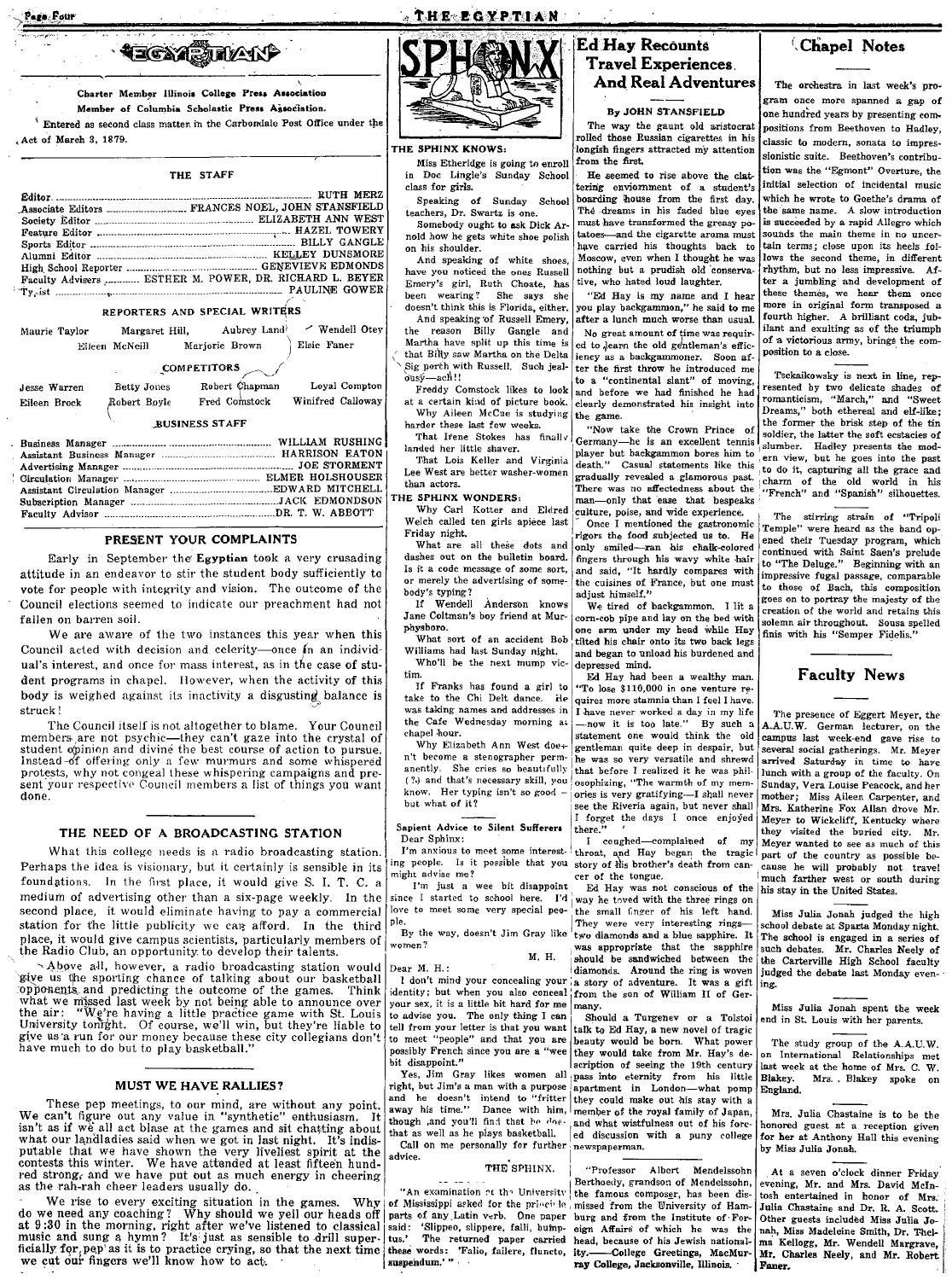# EGYPTIAN

Charter Member Illinois College Press Association

Member of Columbia Scholastic Press Association.

Entered as second class matter in the Carbondale Post Office under the Act of March 3, 1879.

## THE STAFF

Editor ........ RUTH MERZ
Associate Editors ........ FRANCES NOEL, JOHN STANSFIELD
Society Editor ........ ELIZABETH ANN WEST
Feature Editor ........ HAZEL TOWERY
Sports Editor ........ BILLY GANGLE
Alumni Editor ........ KELLEY DUNSMORE
High School Reporter ........ GENEVIEVE EDMONDS
Faculty Advisers ........ ESTHER M. POWER, DR. RICHARD L. BEYER
Typist ........ PAULINE GOWER

### REPORTERS AND SPECIAL WRITERS

Maurie Taylor, Margaret Hill, Aubrey Land, Wendell Otey, Eileen McNeill, Marjorie Brown, Elsie Faner

### COMPETITORS

Jesse Warren, Betty Jones, Robert Chapman, Loyal Compton, Eileen Brock, Robert Boyle, Fred Comstock, Winifred Calloway

### BUSINESS STAFF

Business Manager ........ WILLIAM RUSHING
Assistant Business Manager ........ HARRISON EATON
Advertising Manager ........ JOE STORMENT
Circulation Manager ........ ELMER HOLSHOUSER
Assistant Circulation Manager ........ EDWARD MITCHELL
Subscription Manager ........ JACK EDMONDSON
Faculty Advisor ........ DR. T. W. ABBOTT

## PRESENT YOUR COMPLAINTS

Early in September the **Egyptian** took a very crusading attitude in an endeavor to stir the student body sufficiently to vote for people with integrity and vision. The outcome of the Council elections seemed to indicate our preachment had not fallen on barren soil.

We are aware of the two instances this year when this Council acted with decision and celerity—once in an individual's interest, and once for mass interest, as in the case of student programs in chapel. However, when the activity of this body is weighed against its inactivity a disgusting balance is struck!

The Council itself is not altogether to blame. Your Council members are not psychic—they can't gaze into the crystal of student opinion and divine the best course of action to pursue. Instead of offering only a few murmurs and some whispered protests, why not congeal these whispering campaigns and present your respective Council members a list of things you want done.

## THE NEED OF A BROADCASTING STATION

What this college needs is a radio broadcasting station. Perhaps the idea is visionary, but it certainly is sensible in its foundations. In the first place, it would give S. I. T. C. a medium of advertising other than a six-page weekly. In the second place, it would eliminate having to pay a commercial station for the little publicity we can afford. In the third place, it would give campus scientists, particularly members of the Radio Club, an opportunity to develop their talents.

Above all, however, a radio broadcasting station would give us the sporting chance of talking about our basketball opponents and predicting the outcome of the games. Think what we missed last week by not being able to announce over the air: "We're having a little practice game with St. Louis University tonight. Of course, we'll win, but they're liable to give us a run for our money because these city collegians don't have much to do but to play basketball."

## MUST WE HAVE RALLIES?

These pep meetings, to our mind, are without any point. We can't figure out any value in "synthetic" enthusiasm. It isn't as if we all act blase at the games and sit chatting about what our landladies said when we got in last night. It's indisputable that we have shown the very liveliest spirit at the contests this winter. We have attended at least fifteen hundred strong, and we have put out as much energy in cheering as the rah-rah cheer leaders usually do.

We rise to every exciting situation in the games. Why do we need any coaching? Why should we yell our heads off at 9:30 in the morning, right after we've listened to classical music and sung a hymn? It's just as sensible to drill superficially for pep as it is to practice crying, so that the next time we cut our fingers we'll know how to act.

# SPHINX

**THE SPHINX KNOWS:**

Miss Etheridge is going to enroll in Doc Lingle's Sunday School class for girls.

Speaking of Sunday School teachers, Dr. Swartz is one.

Somebody ought to ask Dick Arnold how he gets white shoe polish on his shoulder.

And speaking of white shoes, have you noticed the ones Russell Emery's girl, Ruth Choate, has been wearing? She says she doesn't think this is Florida, either.

And speaking of Russell Emery, the reason Billy Gangle and Martha have split up this time is that Billy saw Martha on the Delta Sig porch with Russell. Such jealousy—ach!!

Freddy Comstock likes to look at a certain kind of picture book.

Why Aileen McCue is studying harder these last few weeks.

That Irene Stokes has finally landed her little shaver.

That Lois Keller and Virginia Lee West are better washer-women than actors.

**THE SPHINX WONDERS:**

Why Carl Kotter and Eldred Welch called ten girls apiece last Friday night.

What are all these dots and dashes out on the bulletin board. Is it a code message of some sort, or merely the advertising of somebody's typing?

If Wendell Anderson knows Jane Coltman's boy friend at Murphysboro.

What sort of an accident Bob Williams had last Sunday night.

Who'll be the next mump victim.

If Franks has found a girl to take to the Chi Delt dance. He was taking names and addresses in the Cafe Wednesday morning at chapel hour.

Why Elizabeth Ann West doesn't become a stenographer permanently. She cries so beautifully (?) and that's necessary skill, you know. Her typing isn't so good—but what of it?

**Sapient Advice to Silent Sufferers**

Dear Sphinx:

I'm anxious to meet some interesting people. Is it possible that you might advise me?

I'm just a wee bit disappoint since I started to school here. I'd love to meet some very special people.

By the way, doesn't Jim Gray like women?

M. H.

Dear M. H.:

I don't mind your concealing your identity; but when you also conceal your sex, it is a little bit hard for me to advise you. The only thing I can tell from your letter is that you want to meet "people" and that you are possibly French since you are a "wee bit disappoint."

Yes, Jim Gray likes women all right, but Jim's a man with a purpose and he doesn't intend to "fritter away his time." Dance with him, though, and you'll find that he does that as well as he plays basketball.

Call on me personally for further advice.

THE SPHINX.

"An examination at the University of Mississippi asked for the principle parts of any Latin verb. One paper said: 'Slippeo, slippere, falli, bumptus.' The returned paper carried these words: 'Falio, failere, flunctо, suspendum.'"

## Ed Hay Recounts Travel Experiences And Real Adventures

**By JOHN STANSFIELD**

The way the gaunt old aristocrat rolled those Russian cigarettes in his longish fingers attracted my attention from the first.

He seemed to rise above the clattering enviornment of a student's boarding house from the first day. The dreams in his faded blue eyes must have transformed the greasy potatoes—and the cigarette aroma must have carried his thoughts back to Moscow, even when I thought he was nothing but a prudish old conservative, who hated loud laughter.

"Ed Hay is my name and I hear you play backgammon," he said to me after a lunch much worse than usual.

No great amount of time was required to learn the old gentleman's efficiency as a backgammoner. Soon after the first throw he introduced me to a "continental slant" of moving, and before we had finished he had clearly demonstrated his insight into the game.

"Now take the Crown Prince of Germany—he is an excellent tennis player but backgammon bores him to death." Casual statements like this gradually revealed a glamorous past. There was no affectedness about the man—only that ease that bespeaks culture, poise, and wide experience.

Once I mentioned the gastronomic rigors the food subjected us to. He only smiled—ran his chalk-colored fingers through his wavy white hair and said, "It hardly compares with the cuisines of France, but one must adjust himself."

We tired of backgammon. I lit a corn-cob pipe and lay on the bed with one arm under my head while Hay tilted his chair onto its two back legs and began to unload his burdened and depressed mind.

Ed Hay had been a wealthy man. "To lose $110,000 in one venture requires more stamnia than I feel I have. I have never worked a day in my life—now it is too late." By such a statement one would think the old gentleman quite deep in despair, but he was so very versatile and shrewd that before I realized it he was philosophizing, "The warmth of my memories is very gratifying—I shall never see the Riveria again, but never shall I forget the days I once enjoyed there."

I coughed—complained of my throat, and Hay began the tragic story of his brother's death from cancer of the tongue.

Ed Hay was not conscious of the way he toyed with the three rings on the small finger of his left hand. They were very interesting rings—two diamonds and a blue sapphire. It was appropriate that the sapphire should be sandwiched between the diamonds. Around the ring is woven a story of adventure. It was a gift from the son of William II of Germany.

Should a Turgenev or a Tolstoi talk to Ed Hay, a new novel of tragic beauty would be born. What power they would take from Mr. Hay's description of seeing the 19th century pass into eternity from his little apartment in London—what pomp they could make out his stay with a member of the royal family of Japan, and what wistfulness out of his forced discussion with a puny college newspaperman.

"Professor Albert Mendelssohn Berthoody, grandson of Mendelssohn, the famous composer, has been dismissed from the University of Hamburg and from the Institute of Foreign Affairs of which he was the head, because of his Jewish nationality."—College Greetings, MacMurray College, Jacksonville, Illinois.

## Chapel Notes

The orchestra in last week's program once more spanned a gap of one hundred years by presenting compositions from Beethoven to Hadley, classic to modern, sonata to impressionistic suite. Beethoven's contribution was the "Egmont" Overture, the initial selection of incidental music which he wrote to Goethe's drama of the same name. A slow introduction is succeeded by a rapid Allegro which sounds the main theme in no uncertain terms; close upon its heels follows the second theme, in different rhythm, but no less impressive. After a jumbling and development of these themes, we hear them once more in original form transposed a fourth higher. A brilliant coda, jubilant and exulting as of the triumph of a victorious army, brings the composition to a close.

Tschaikowsky is next in line, represented by two delicate shades of romanticism, "March," and "Sweet Dreams," both ethereal and elf-like; the former the brisk step of the tin soldier, the latter the soft ecstacies of slumber. Hadley presents the modern view, but he goes into the past to do it, capturing all the grace and charm of the old world in his "French" and "Spanish" silhouettes.

The stirring strain of "Tripoli Temple" were heard as the band opened their Tuesday program, which continued with Saint Saen's prelude to "The Deluge." Beginning with an impressive fugal passage, comparable to those of Bach, this composition goes on to portray the majesty of the creation of the world and retains this solemn air throughout. Sousa spelled finis with his "Semper Fidelis."

## Faculty News

The presence of Eggert Meyer, the A.A.U.W. German lecturer, on the campus last week-end gave rise to several social gatherings. Mr. Meyer arrived Saturday in time to have lunch with a group of the faculty. On Sunday, Vera Louise Peacock, and her mother; Miss Aileen Carpenter, and Mrs. Katherine Fox Allan drove Mr. Meyer to Wickeliff, Kentucky where they visited the buried city. Mr. Meyer wanted to see as much of this part of the country as possible because he will probably not travel much farther west or south during his stay in the United States.

Miss Julia Jonah judged the high school debate at Sparta Monday night. The school is engaged in a series of such debates. Mr. Charles Neely of the Carterville High School faculty judged the debate last Monday evening.

Miss Julia Jonah spent the week end in St. Louis with her parents.

The study group of the A.A.U.W. on International Relationships met last week at the home of Mrs. C. W. Blakey. Mrs. Blakey spoke on England.

Mrs. Julia Chastaine is to be the honored guest at a reception given for her at Anthony Hall this evening by Miss Julia Jonah.

At a seven o'clock dinner Friday evening, Mr. and Mrs. David McIntosh entertained in honor of Mrs. Julia Chastaine and Dr. R. A. Scott. Other guests included Miss Julia Jonah, Miss Madeleine Smith, Dr. Thelma Kellogg, Mr. Wendell Margrave, Mr. Charles Neely, and Mr. Robert Faner.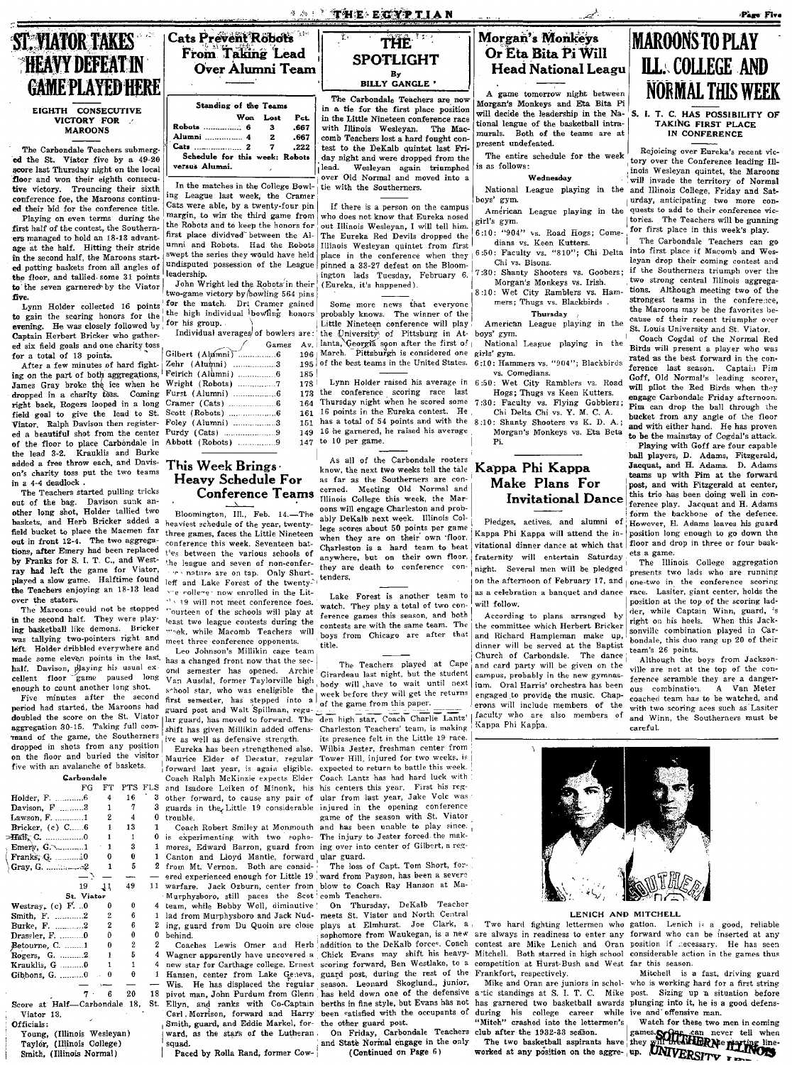# ST. VIATOR TAKES HEAVY DEFEAT IN GAME PLAYED HERE

### EIGHTH CONSECUTIVE VICTORY FOR MAROONS

The Carbondale Teachers submerged the St. Viator five by a 49-20 score last Thursday night on the local floor and won their eighth consecutive victory. Trouncing their sixth conference foe, the Maroons continued their bid for the conference title.

Playing on even terms during the first half of the contest, the Southerners managed to hold an 18-13 advantage at the half. Hitting their stride in the second half, the Maroons started potting baskets from all angles of the floor, and tallied some 31 points to the seven garnered by the Viator five.

Lynn Holder collected 16 points to gain the scoring honors for the evening. He was closely followed by Captain Herbert Bricker who gathered six field goals and one charity toss for a total of 13 points.

After a few minutes of hard fighting on the part of both aggregations, James Gray broke the ice when he dropped in a charity toss. Coming right back, Rogers looped in a long field goal to give the lead to St. Viator, Ralph Davison then registered a beautiful shot from the center of the floor to place Carbondale in the lead 3-2. Krauklis and Burke added a free throw each, and Davison's charity toss put the two teams in a 4-4 deadlock.

The Teachers started pulling tricks out of the bag. Davison sunk another long shot, Holder tallied two baskets, and Herb Bricker added a field bucket to place the Macmen far out in front 12-4. The two aggregations, after Emery had been replaced by Franks for S. I. T. C., and Westray had left the game for Viator, played a slow game. Halftime found the Teachers enjoying an 18-13 lead over the staters.

The Maroons could not be stopped in the second half. They were playing basketball like demons. Bricker was tallying two-pointers right and left. Holder dribbled everywhere and made some eleven points in the last half. Davison, playing his usual excellent floor game paused long enough to count another long shot.

Five minutes after the second period had started, the Maroons had doubled the score on the St. Viator aggregation 30-15. Taking full command of the game, the Southerners dropped in shots from any position on the floor and buried the visitor five with an avalanche of baskets.

**Carbondale**

| | FG | FT | PTS | FLS |
|---|---|---|---|---|
| Holder, F. | 6 | 4 | 16 | 3 |
| Davison, F | 3 | 1 | 7 | 3 |
| Lawson, F. | 1 | 2 | 4 | 0 |
| Bricker, (c) C. | 6 | 1 | 13 | 1 |
| Hall, C. | 0 | 1 | 1 | 0 |
| Emery, G. | 1 | 1 | 3 | 1 |
| Franks, G. | 0 | 0 | 0 | 1 |
| Gray, G. | 2 | 1 | 5 | 2 |
| | 19 | 11 | 49 | 11 |

**St. Viator**

| | FG | FT | PTS | FLS |
|---|---|---|---|---|
| Westray, (c) F. | 0 | 0 | 0 | 4 |
| Smith, F. | 2 | 2 | 6 | 1 |
| Burke, F. | 2 | 2 | 6 | 2 |
| Drassler, F. | 0 | 0 | 0 | 0 |
| Betourne, C. | 1 | 0 | 2 | 2 |
| Rogers, G. | 2 | 1 | 5 | 4 |
| Krauklis, G. | 0 | 1 | 1 | 4 |
| Gibbons, G. | 0 | 0 | 0 | 1 |
| | 7 | 6 | 20 | 18 |

Score at Half—Carbondale 18, St. Viator 13.

Officials:
Young, (Illinois Wesleyan)
Taylor, (Illinois College)
Smith, (Illinois Normal)

# Cats Prevent Robots From Taking Lead Over Alumni Team

**Standing of the Teams**

| | Won | Lost | Pct. |
|---|---|---|---|
| Robots | 6 | 3 | .667 |
| Alumni | 4 | 2 | .667 |
| Cats | 2 | 7 | .222 |

Schedule for this week: Robots versus Alumni.

In the matches in the College Bowling League last week, the Cramer Cats were able, by a twenty-four pin margin, to win the third game from the Robots and to keep the honors for first place dividved between the Alumni and Robots. Had the Robots swept the series they would have held undisputed possession of the League leadership.

John Wright led the Robots in their two-game victory by bowling 564 pins for the match. Dr. Cramer gained the high individual bowling honors for his group.

Individual averages of bowlers are:

| | Games | Av. |
|---|---|---|
| Gilbert (Alumni) | 6 | 196 |
| Zehr (Alumni) | 3 | 195 |
| Feirich (Alumni) | 6 | 185 |
| Wright (Robots) | 7 | 178 |
| Furst (Alumni) | 6 | 173 |
| Cramer (Cats) | 6 | 164 |
| Scott (Robots) | 6 | 161 |
| Foley (Alumni) | 3 | 151 |
| Purdy (Cats) | 9 | 149 |
| Abbott (Robots) | 9 | 147 |

# This Week Brings Heavy Schedule For Conference Teams

Bloomington, Ill., Feb. 14.—The heaviest schedule of the year, twenty-three games, faces the Little Nineteen conference this week. Seventeen battles between the various schools of the league and seven of non-conference nature are on tap. Only Shurtleff and Lake Forest of the twenty-one colleges now enrolled in the Little 19 will not meet conference foes. Fourteen of the schools will play at least two league contests during the week, while Macomb Teachers will meet three conference opponents.

Leo Johnson's Millikin cage team has a changed front now that the second semester has opened. Archie Van Ausdal, former Taylorville high school star, who was ineligible the first semester, has stepped into a guard post and Walt Spillman, regular guard, has moved to forward. The shift has given Millikin added offensive as well as defensive strength.

Eureka has been strengthened also. Maurice Elder of Decatur, regular forward last year, is again eligible. Coach Ralph McKinzie expects Elder and Isadore Leiken of Minonk, his other forward, to cause any pair of guards in the Little 19 considerable trouble.

Coach Robert Smiley at Monmouth is experimenting with two sophomores, Edward Barron, guard from Canton and Lloyd Mantle, forward from Mt. Vernon. Both are considered experienced enough for Little 19 warfare. Jack Ozburn, center from Murphysboro, still paces the Scot team, while Bobby Woll, diminutive lad from Murphysboro and Jack Nuding, guard from Du Quoin are close behind.

Coaches Lewis Omer and Herb Wagner apparently have uncovered a new star for Carthage college, Ernest Hansen, center from Lake Geneva, Wis. He has displaced the regular pivot man, John Purdum from Glenn Ellyn, and ranks with Co-Captain Carl Morrison, forward and Harry Smith, guard, and Eddie Markel, forward, as the stars of the Lutheran squad.

Paced by Rolla Rand, former Cowden high star, Coach Charlie Lantz' Charleston Teachers' team, is making its presence felt in the Little 19 race. Wilbia Jester, freshman center from Tower Hill, injured for two weeks, is expected to return to battle this week. Coach Lantz has had hard luck with his centers this year. First his regular from last year, Jake Volc was injured in the opening conference game of the season with St. Viator and has been unable to play since. The injury to Jester forced the making over into center of Gilbert, a regular guard.

The loss of Capt. Tom Short, forward from Payson, has been a severe blow to Coach Ray Hanson at Macomb Teachers.

On Thursday, DeKalb Teacher meets St. Viator and North Central plays at Elmhurst. Joe Clark, a sophomore from Waukegan, is a new addition to the DeKalb forces. Coach Chick Evans may shift his heavy-scoring forward, Ben Westlake, to a guard post, during the rest of the season. Leonard Skoglund, junior, has held down one of the defensive berths in fine style, but Evans has not been satisfied with the occupants of the other guard post.

On Friday, Carbondale Teachers and State Normal engage in the only

(Continued on Page 6)

# THE SPOTLIGHT

By BILLY GANGLE

The Carbondale Teachers are now in a tie for the first place position in the Little Nineteen conference race with Illinois Wesleyan. The Macomb Teachers lost a hard fought contest to the DeKalb quintet last Friday night and were dropped from the lead. Wesleyan again triumphed over Old Normal and moved into a tie with the Southerners.

If there is a person on the campus who does not know that Eureka nosed out Illinois Wesleyan, I will tell him. The Eureka Red Devils dropped the Illinois Wesleyan quintet from first place in the conference when they pinned a 33-27 defeat on the Bloomington lads Tuesday, February 6. (Eureka, it's happened).

Some more news that everyone probably knows. The winner of the Little Nineteen conference will play the University of Pittsburg in Atlanta, Georgia soon after the first of March. Pittsburgh is considered one of the best teams in the United States.

Lynn Holder raised his average in the conference scoring race last Thursday night when he scored some 16 points in the Eureka contest. He has a total of 54 points and with the 16 he garnered, he raised his average to 10 per game.

As all of the Carbondale rooters know, the next two weeks tell the tale as far as the Southerners are concerned. Meeting Old Normal and Illinois College this week, the Maroons will engage Charleston and probably DeKalb next week. Illinois College scores about 50 points per game when they are on their own floor. Charleston is a hard team to beat anywhere, but on their own floor, they are death to conference contenders.

Lake Forest is another team to watch. They play a total of two conference games this season, and both contests are with the same team. The boys from Chicago are after that title.

The Teachers played at Cape Girardeau last night, but the student body will have to wait until next week before they will get the returns of the game from this paper.

# Morgan's Monkeys Or Eta Bita Pi Will Head National Leagu

A game tomorrow night between Morgan's Monkeys and Eta Bita Pi will decide the leadership in the National League of the basketball intramurals. Both of the teams are at present undefeated.

The entire schedule for the week is as follows:

**Wednesday**

National League playing in the boys' gym.

American League playing in the girl's gym.

6:10: "904" vs. Road Hogs; Comedians vs. Keen Kutters.

6:50: Faculty vs. "810"; Chi Delta Chi vs. Bisons.

7:30: Shanty Shooters vs. Goobers; Morgan's Monkeys vs. Irish.

8:10: Wet City Ramblers vs. Hammers; Thugs vs. Blackbirds.

**Thursday**

American League playing in the boys' gym.

National League playing in the girls' gym.

6:10: Hammers vs. "904"; Blackbirds vs. Comedians.

6:50: Wet City Ramblers vs. Road Hogs; Thugs vs Keen Kutters.

7:30: Faculty vs. Flying Gobblers; Chi Delta Chi vs. Y. M. C. A.

8:10: Shanty Shooters vs. K. D. A.; Morgan's Monkeys vs. Eta Beta Pi.

# Kappa Phi Kappa Make Plans For Invitational Dance

Pledges, actives, and alumni of Kappa Phi Kappa will attend the invitational dinner dance at which that fraternity will entertain Saturday night. Several men will be pledged on the afternoon of February 17, and as a celebration a banquet and dance will follow.

According to plans arranged by the committee which Herbert Bricker and Richard Hampleman make up, dinner will be served at the Baptist Church of Carbondale. The dance and card party will be given on the campus, probably in the new gymnasium. Oral Harris' orchestra has been engaged to provide the music. Chaperons will include members of the faculty who are also members of Kappa Phi Kappa.

# MAROONS TO PLAY ILL. COLLEGE AND NORMAL THIS WEEK

### S. I. T. C. HAS POSSIBILITY OF TAKING FIRST PLACE IN CONFERENCE

Rejoicing over Eureka's recent victory over the Conference leading Illinois Wesleyan quintet, the Maroons will invade the territory of Normal and Illinois College, Friday and Saturday, anticipating two more conquests to add to their conference victories. The Teachers will be gunning for first place in this week's play.

The Carbondale Teachers can go into first place if Macomb and Wesleyan drop their coming contest and if the Southerners triumph over the two strong central Illinois aggregations. Although meeting two of the strongest teams in the conference, the Maroons may be the favorites because of their recent triumphs over St. Louis University and St. Viator.

Coach Cogdal of the Normal Red Birds will present a player who was rated as the best forward in the conference last season. Captain Pim Goff, Old Normal's leading scorer, will pilot the Red Birds when they engage Carbondale Friday afternoon. Pim can drop the ball through the bucket from any angle of the floor and with either hand. He has proven to be the mainstay of Cogdal's attack.

Playing with Goff are four capable ball players, D. Adams, Fitzgerald, Jacquat, and H. Adams. D. Adams teams up with Pim at the forward post, and with Fitzgerald at center, this trio has been doing well in conference play. Jacquat and H. Adams form the backbone of the defence. However, H. Adams leaves his guard position long enough to go down the floor and drop in three or four baskets a game.

The Illinois College aggregation presents two lads who are running one-two in the conference scoring race. Lasiter, giant center, holds the position at the top of the scoring ladder, while Captain Winn, guard, is right on his heels. When this Jacksonville combination played in Carbondale, this duo rang up 20 of their team's 26 points.

Although the boys from Jacksonville are not at the top of the conference scramble they are a dangerous combination. A Van Meter coached team has to be watched, and with two scoring aces such as Lasiter and Winn, the Southerners must be careful.

LENICH AND MITCHELL

Two hard fighting lettermen who are always in readiness to enter any contest are Mike Lenich and Oran Mitchell. Both starred in high school competition at Hurst-Bush and West Frankfort, respectively.

Mike and Oran are juniors in scholastic standings at S. I. T. C. Mike has garnered two basketball awards during his college career while "Mitch" crashed into the lettermen's club after the 1932-33 season.

The two basketball aspirants have worked at any position on the aggregation. Lenich is a good, reliable forward who can be inserted at any position if necessary. He has seen considerable action in the games thus far this season.

Mitchell is fast, driving guard who is working hard for a first string post. Sizing up a situation before plunging into it, he is a good defensive and offensive man.

Watch for these two men in coming games. One can never tell when they will break into the starting line-up.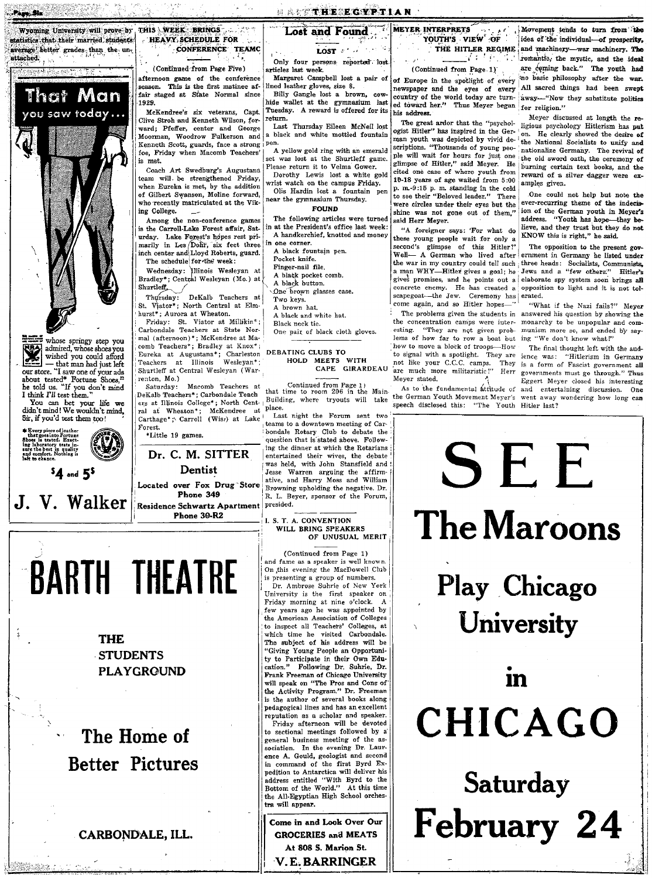Wyoming University will prove by statistics that their married students average better grades than the unattached.

# That Man you saw today...

whose springy step you admired, whose shoes you wished you could afford — that man had just left our store. "I saw one of your ads about tested* Fortune Shoes," he told us. "If you don't mind I think I'll test them."

You can bet your life we didn't mind! We wouldn't mind, Sir, if you'd test them too!

*Every piece of leather that goes into Fortune Shoes is tested. Exacting laboratory tests insure the best in quality and comfort. Nothing is left to chance.

$4 and $5

**J. V. Walker**

## THIS WEEK BRINGS HEAVY SCHEDULE FOR CONFERENCE TEAMS

(Continued from Page Five)

afternoon game of the conference season. This is the first matinee affair staged at State Normal since 1929.

McKendree's six veterans, Capt. Clive Stroh and Kenneth Wilson, forward; Pfeffer, center and George Moorman, Woodrow Fulkerson and Kenneth Scott, guards, face a strong foe, Friday when Macomb Teachers' is met.

Coach Art Swedburg's Augustana team will be strengthened Friday, when Eureka is met, by the addition of Gilbert Swanson, Moline forward, who recently matriculated at the Viking College.

Among the non-conference games is the Carroll-Lake Forest affair, Saturday. Lake Forest's hopes rest primarily in Les Dohr, six feet three inch center and Lloyd Roberts, guard.

The schedule for the week:

Wednesday: Illinois Wesleyan at Bradley*; Central Wesleyan (Mo.) at Shurtleff.

Thursday: DeKalb Teachers at St. Viator*; North Central at Elmhurst*; Aurora at Wheaton.

Friday: St. Viator at Millikin*; Carbondale Teachers at State Normal (afternoon)*; McKendree at Macomb Teachers*; Bradley at Knox*; Eureka at Augustana*; Charleston Teachers at Illinois Wesleyan*; Shurtleff at Central Wesleyan (Warrenton, Mo.)

Saturday: Macomb Teachers at DeKalb Teachers*; Carbondale Teachers at Illinois College*; North Central at Wheaton*; McKendree at Carthage*; Carroll (Wis.) at Lake Forest.

*Little 19 games.

**Dr. C. M. SITTER**
**Dentist**
Located over Fox Drug Store
Phone 349
Residence Schwartz Apartment
Phone 30-R2

## Lost and Found

### LOST

Only four persons reported lost articles last week.

Margaret Campbell lost a pair of lined leather gloves, size 8.

Billy Gangle lost a brown, cowhide wallet at the gymnasium last Tuesday. A reward is offered for its return.

Last Thursday Eileen McNeil lost a black and white mottled fountain pen.

A yellow gold ring with an emerald set was lost at the Shurtleff game. Please return it to Velma Gower.

Dorothy Lewis lost a white gold wrist watch on the campus Friday.

Olis Hardin lost a fountain pen near the gymnasium Thursday.

### FOUND

The following articles were turned in at the President's office last week:

A handkerchief, knotted and money in one corner.
A black fountain pen.
Pocket knife.
Finger-nail file.
A black pocket comb.
A black button.
One brown glasses case.
Two keys.
A brown hat.
A black and white hat.
Black neck tie.
One pair of black cloth gloves.

## DEBATING CLUBS TO HOLD MEETS WITH CAPE GIRARDEAU

Continued from Page 1)

that time to room 206 in the Main Building, where tryouts will take place.

Last night the Forum sent two teams to a downtown meeting of Carbondale Rotary Club to debate the question that is stated above. Following the dinner at which the Rotarians entertained their wives, the debate was held, with John Stansfield and Jesse Warren arguing the affirmative, and Harry Moss and William Browning upholding the negative. Dr. R. L. Beyer, sponsor of the Forum, presided.

## I. S. T. A. CONVENTION WILL BRING SPEAKERS OF UNUSUAL MERIT

(Continued from Page 1)

and fame as a speaker is well known. On this evening the MacDowell Club is presenting a group of numbers.

Dr. Ambrose Suhrie of New York University is the first speaker on Friday morning at nine o'clock. A few years ago he was appointed by the American Association of Colleges to inspect all Teachers' Colleges, at which time he visited Carbondale. The subject of his address will be "Giving Young People an Opportunity to Participate in their Own Education." Following Dr. Suhrie, Dr. Frank Freeman of Chicago University will speak on "The Pros and Cons of the Activity Program." Dr. Freeman is the author of several books along pedagogical lines and has an excellent reputation as a scholar and speaker.

Friday afternoon will be devoted to sectional meetings followed by a general business meeting of the association. In the evening Dr. Laurence A. Gould, geologist and second in command of the first Byrd Expedition to Antarctica will deliver his address entitled "With Byrd to the Bottom of the World." At this time the All-Egyptian High School orchestra will appear.

## MEYER INTERPRETS YOUTH'S VIEW OF THE HITLER REGIME

(Continued from Page 1)

of Europe in the spotlight of every newspaper and the eyes of every country of the world today are turned toward her." Thus Meyer began his address.

The great ardor that the "psychologist Hitler" has inspired in the German youth was depicted by vivid descriptions. "Thousands of young people will wait for hours for just one glimpse of Hitler," said Meyer. He cited one case of where youth from 10-18 years of age waited from 5:00 p. m.-9:15 p. m. standing in the cold to see their "Beloved leader." There were circles under their eyes but the shine was not gone out of them," said Herr Meyer.

"A foreigner says: 'For what do these young people wait for only a second's glimpse of this Hitler?' Well— A German who lived after the war in my country could tell such a man WHY—Hitler gives a goal; he gives promises, and he points out a concrete enemy. He has created a scapegoat—the Jew. Ceremony has come again, and so Hitler hopes—"

The problems given the students in the concentration camps were interesting. "They are not given problems of how far to row a boat but how to move a block of troops—How to signal with a spotlight. They are not like your C.C.C. camps. They are much more militaristic!" Herr Meyer stated.

As to the fundamental attitude of the German Youth Movement Meyer's speech disclosed this: "The Youth Movement tends to turn from the idea of the individual—of prosperity, and machinery—war machinery. The romantic, the mystic, and the ideal are coming back." The youth had no basic philosophy after the war. All sacred things had been swept away—"Now they substitute politics for religion."

Meyer discussed at length the religious psychology Hitlerism has put on. He clearly showed the desire of the National Socialists to unify and nationalize Germany. The revival of the old sword oath, the ceremony of burning certain text books, and the reward of a silver dagger were examples given.

One could not help but note the ever-recurring theme of the indecision of the German youth in Meyer's address. "Youth has hope—they believe, and they trust but they do not KNOW this is right," he said.

The opposition to the present government in Germany he listed under three heads: Socialists, Communists, Jews and a "few others." Hitler's elaborate spy system soon brings all opposition to light and it is not tolerated.

"What if the Nazi fails?" Meyer answered his question by showing the monarchy to be unpopular and communism more so, and ended by saying "We don't know what!"

The final thought left with the audience was: "Hitlerism in Germany is a form of Fascist government all governments must go through." Thus Eggert Meyer closed his interesting and entertaining discussion. One went away wondering how long can Hitler last?

# BARTH THEATRE

THE STUDENTS PLAYGROUND

The Home of Better Pictures

CARBONDALE, ILL.

**Come in and Look Over Our GROCERIES and MEATS**
**At 808 S. Marion St.**
**V. E. BARRINGER**

# SEE The Maroons Play Chicago University in CHICAGO Saturday February 24